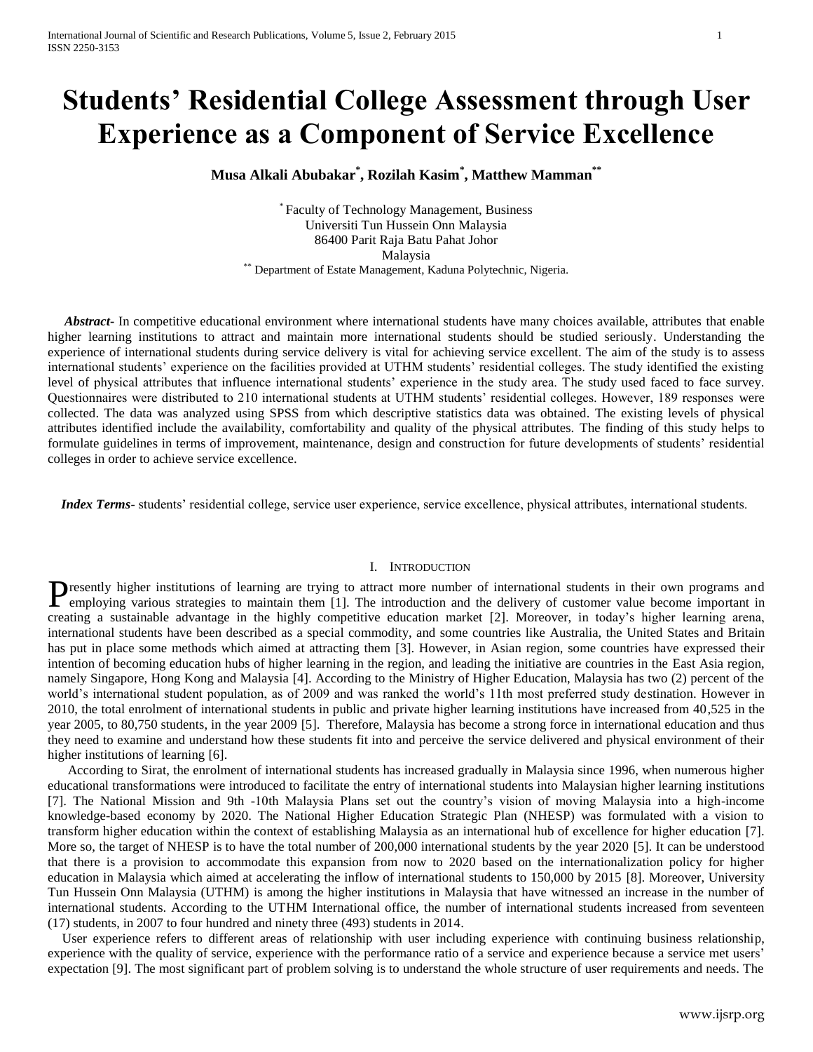# Students' Residential College Assessment through User Experience as a Component of Service Excellence

**Musa Alkali Abubakar[*], Rozilah Kasim[*], Matthew Mamman[**]**

[*] Faculty of Technology Management, Business
Universiti Tun Hussein Onn Malaysia
86400 Parit Raja Batu Pahat Johor
Malaysia
[**] Department of Estate Management, Kaduna Polytechnic, Nigeria.

***Abstract-*** In competitive educational environment where international students have many choices available, attributes that enable higher learning institutions to attract and maintain more international students should be studied seriously. Understanding the experience of international students during service delivery is vital for achieving service excellent. The aim of the study is to assess international students' experience on the facilities provided at UTHM students' residential colleges. The study identified the existing level of physical attributes that influence international students' experience in the study area. The study used faced to face survey. Questionnaires were distributed to 210 international students at UTHM students' residential colleges. However, 189 responses were collected. The data was analyzed using SPSS from which descriptive statistics data was obtained. The existing levels of physical attributes identified include the availability, comfortability and quality of the physical attributes. The finding of this study helps to formulate guidelines in terms of improvement, maintenance, design and construction for future developments of students' residential colleges in order to achieve service excellence.

***Index Terms*-** students' residential college, service user experience, service excellence, physical attributes, international students.

## I. Introduction

Presently higher institutions of learning are trying to attract more number of international students in their own programs and employing various strategies to maintain them [1]. The introduction and the delivery of customer value become important in creating a sustainable advantage in the highly competitive education market [2]. Moreover, in today's higher learning arena, international students have been described as a special commodity, and some countries like Australia, the United States and Britain has put in place some methods which aimed at attracting them [3]. However, in Asian region, some countries have expressed their intention of becoming education hubs of higher learning in the region, and leading the initiative are countries in the East Asia region, namely Singapore, Hong Kong and Malaysia [4]. According to the Ministry of Higher Education, Malaysia has two (2) percent of the world's international student population, as of 2009 and was ranked the world's 11th most preferred study destination. However in 2010, the total enrolment of international students in public and private higher learning institutions have increased from 40,525 in the year 2005, to 80,750 students, in the year 2009 [5]. Therefore, Malaysia has become a strong force in international education and thus they need to examine and understand how these students fit into and perceive the service delivered and physical environment of their higher institutions of learning [6].

According to Sirat, the enrolment of international students has increased gradually in Malaysia since 1996, when numerous higher educational transformations were introduced to facilitate the entry of international students into Malaysian higher learning institutions [7]. The National Mission and 9th -10th Malaysia Plans set out the country's vision of moving Malaysia into a high-income knowledge-based economy by 2020. The National Higher Education Strategic Plan (NHESP) was formulated with a vision to transform higher education within the context of establishing Malaysia as an international hub of excellence for higher education [7]. More so, the target of NHESP is to have the total number of 200,000 international students by the year 2020 [5]. It can be understood that there is a provision to accommodate this expansion from now to 2020 based on the internationalization policy for higher education in Malaysia which aimed at accelerating the inflow of international students to 150,000 by 2015 [8]. Moreover, University Tun Hussein Onn Malaysia (UTHM) is among the higher institutions in Malaysia that have witnessed an increase in the number of international students. According to the UTHM International office, the number of international students increased from seventeen (17) students, in 2007 to four hundred and ninety three (493) students in 2014.

User experience refers to different areas of relationship with user including experience with continuing business relationship, experience with the quality of service, experience with the performance ratio of a service and experience because a service met users' expectation [9]. The most significant part of problem solving is to understand the whole structure of user requirements and needs. The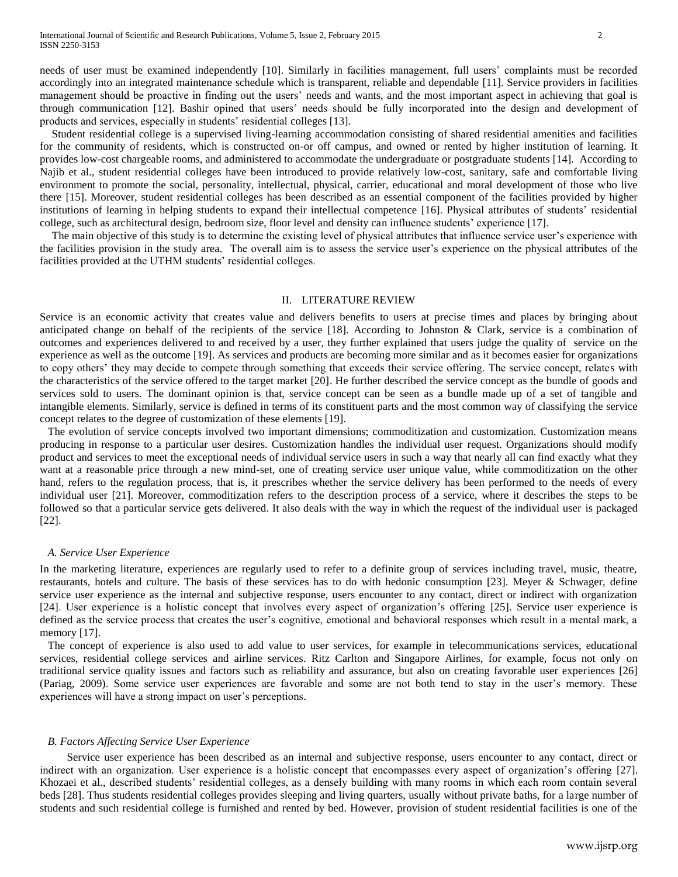needs of user must be examined independently [10]. Similarly in facilities management, full users' complaints must be recorded accordingly into an integrated maintenance schedule which is transparent, reliable and dependable [11]. Service providers in facilities management should be proactive in finding out the users' needs and wants, and the most important aspect in achieving that goal is through communication [12]. Bashir opined that users' needs should be fully incorporated into the design and development of products and services, especially in students' residential colleges [13].

Student residential college is a supervised living-learning accommodation consisting of shared residential amenities and facilities for the community of residents, which is constructed on-or off campus, and owned or rented by higher institution of learning. It provides low-cost chargeable rooms, and administered to accommodate the undergraduate or postgraduate students [14]. According to Najib et al., student residential colleges have been introduced to provide relatively low-cost, sanitary, safe and comfortable living environment to promote the social, personality, intellectual, physical, carrier, educational and moral development of those who live there [15]. Moreover, student residential colleges has been described as an essential component of the facilities provided by higher institutions of learning in helping students to expand their intellectual competence [16]. Physical attributes of students' residential college, such as architectural design, bedroom size, floor level and density can influence students' experience [17].

The main objective of this study is to determine the existing level of physical attributes that influence service user's experience with the facilities provision in the study area. The overall aim is to assess the service user's experience on the physical attributes of the facilities provided at the UTHM students' residential colleges.

## II. LITERATURE REVIEW

Service is an economic activity that creates value and delivers benefits to users at precise times and places by bringing about anticipated change on behalf of the recipients of the service [18]. According to Johnston & Clark, service is a combination of outcomes and experiences delivered to and received by a user, they further explained that users judge the quality of service on the experience as well as the outcome [19]. As services and products are becoming more similar and as it becomes easier for organizations to copy others' they may decide to compete through something that exceeds their service offering. The service concept, relates with the characteristics of the service offered to the target market [20]. He further described the service concept as the bundle of goods and services sold to users. The dominant opinion is that, service concept can be seen as a bundle made up of a set of tangible and intangible elements. Similarly, service is defined in terms of its constituent parts and the most common way of classifying the service concept relates to the degree of customization of these elements [19].

The evolution of service concepts involved two important dimensions; commoditization and customization. Customization means producing in response to a particular user desires. Customization handles the individual user request. Organizations should modify product and services to meet the exceptional needs of individual service users in such a way that nearly all can find exactly what they want at a reasonable price through a new mind-set, one of creating service user unique value, while commoditization on the other hand, refers to the regulation process, that is, it prescribes whether the service delivery has been performed to the needs of every individual user [21]. Moreover, commoditization refers to the description process of a service, where it describes the steps to be followed so that a particular service gets delivered. It also deals with the way in which the request of the individual user is packaged [22].

### *A. Service User Experience*

In the marketing literature, experiences are regularly used to refer to a definite group of services including travel, music, theatre, restaurants, hotels and culture. The basis of these services has to do with hedonic consumption [23]. Meyer & Schwager, define service user experience as the internal and subjective response, users encounter to any contact, direct or indirect with organization [24]. User experience is a holistic concept that involves every aspect of organization's offering [25]. Service user experience is defined as the service process that creates the user's cognitive, emotional and behavioral responses which result in a mental mark, a memory [17].

The concept of experience is also used to add value to user services, for example in telecommunications services, educational services, residential college services and airline services. Ritz Carlton and Singapore Airlines, for example, focus not only on traditional service quality issues and factors such as reliability and assurance, but also on creating favorable user experiences [26] (Pariag, 2009). Some service user experiences are favorable and some are not both tend to stay in the user's memory. These experiences will have a strong impact on user's perceptions.

### *B. Factors Affecting Service User Experience*

Service user experience has been described as an internal and subjective response, users encounter to any contact, direct or indirect with an organization. User experience is a holistic concept that encompasses every aspect of organization's offering [27]. Khozaei et al., described students' residential colleges, as a densely building with many rooms in which each room contain several beds [28]. Thus students residential colleges provides sleeping and living quarters, usually without private baths, for a large number of students and such residential college is furnished and rented by bed. However, provision of student residential facilities is one of the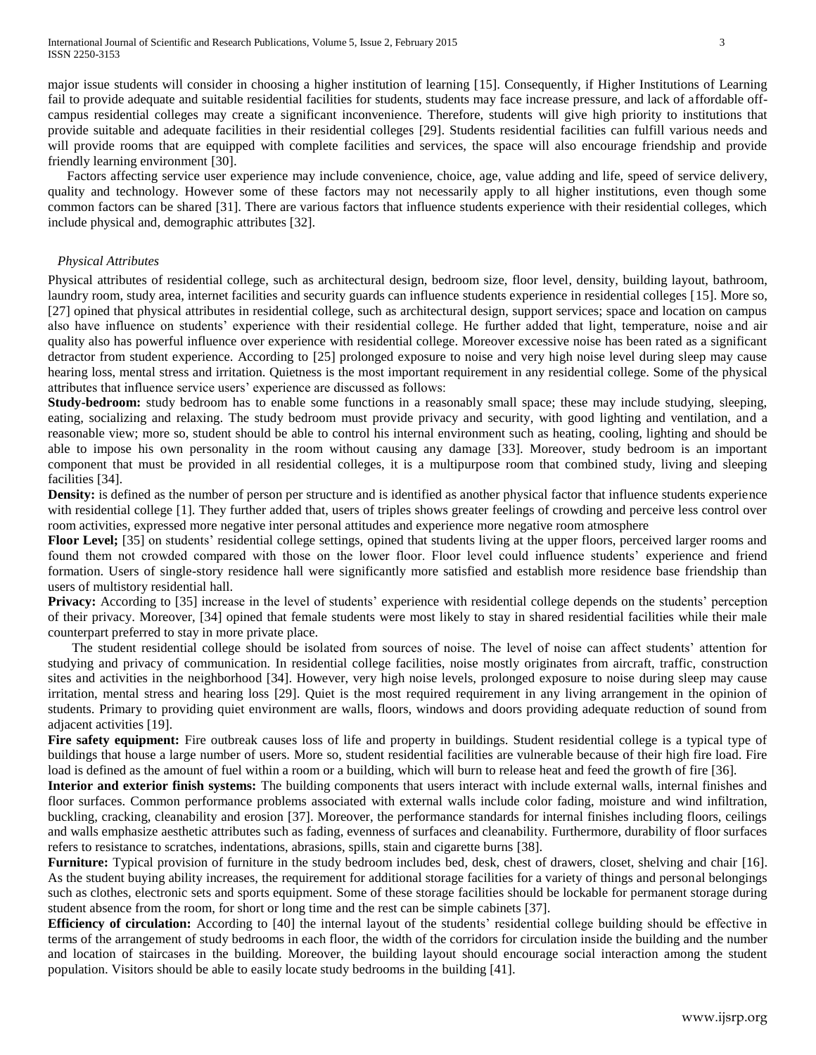major issue students will consider in choosing a higher institution of learning [15]. Consequently, if Higher Institutions of Learning fail to provide adequate and suitable residential facilities for students, students may face increase pressure, and lack of affordable off-campus residential colleges may create a significant inconvenience. Therefore, students will give high priority to institutions that provide suitable and adequate facilities in their residential colleges [29]. Students residential facilities can fulfill various needs and will provide rooms that are equipped with complete facilities and services, the space will also encourage friendship and provide friendly learning environment [30].

Factors affecting service user experience may include convenience, choice, age, value adding and life, speed of service delivery, quality and technology. However some of these factors may not necessarily apply to all higher institutions, even though some common factors can be shared [31]. There are various factors that influence students experience with their residential colleges, which include physical and, demographic attributes [32].

### *Physical Attributes*

Physical attributes of residential college, such as architectural design, bedroom size, floor level, density, building layout, bathroom, laundry room, study area, internet facilities and security guards can influence students experience in residential colleges [15]. More so, [27] opined that physical attributes in residential college, such as architectural design, support services; space and location on campus also have influence on students' experience with their residential college. He further added that light, temperature, noise and air quality also has powerful influence over experience with residential college. Moreover excessive noise has been rated as a significant detractor from student experience. According to [25] prolonged exposure to noise and very high noise level during sleep may cause hearing loss, mental stress and irritation. Quietness is the most important requirement in any residential college. Some of the physical attributes that influence service users' experience are discussed as follows:

**Study-bedroom:** study bedroom has to enable some functions in a reasonably small space; these may include studying, sleeping, eating, socializing and relaxing. The study bedroom must provide privacy and security, with good lighting and ventilation, and a reasonable view; more so, student should be able to control his internal environment such as heating, cooling, lighting and should be able to impose his own personality in the room without causing any damage [33]. Moreover, study bedroom is an important component that must be provided in all residential colleges, it is a multipurpose room that combined study, living and sleeping facilities [34].

**Density:** is defined as the number of person per structure and is identified as another physical factor that influence students experience with residential college [1]. They further added that, users of triples shows greater feelings of crowding and perceive less control over room activities, expressed more negative inter personal attitudes and experience more negative room atmosphere

**Floor Level;** [35] on students' residential college settings, opined that students living at the upper floors, perceived larger rooms and found them not crowded compared with those on the lower floor. Floor level could influence students' experience and friend formation. Users of single-story residence hall were significantly more satisfied and establish more residence base friendship than users of multistory residential hall.

**Privacy:** According to [35] increase in the level of students' experience with residential college depends on the students' perception of their privacy. Moreover, [34] opined that female students were most likely to stay in shared residential facilities while their male counterpart preferred to stay in more private place.

The student residential college should be isolated from sources of noise. The level of noise can affect students' attention for studying and privacy of communication. In residential college facilities, noise mostly originates from aircraft, traffic, construction sites and activities in the neighborhood [34]. However, very high noise levels, prolonged exposure to noise during sleep may cause irritation, mental stress and hearing loss [29]. Quiet is the most required requirement in any living arrangement in the opinion of students. Primary to providing quiet environment are walls, floors, windows and doors providing adequate reduction of sound from adjacent activities [19].

**Fire safety equipment:** Fire outbreak causes loss of life and property in buildings. Student residential college is a typical type of buildings that house a large number of users. More so, student residential facilities are vulnerable because of their high fire load. Fire load is defined as the amount of fuel within a room or a building, which will burn to release heat and feed the growth of fire [36].

**Interior and exterior finish systems:** The building components that users interact with include external walls, internal finishes and floor surfaces. Common performance problems associated with external walls include color fading, moisture and wind infiltration, buckling, cracking, cleanability and erosion [37]. Moreover, the performance standards for internal finishes including floors, ceilings and walls emphasize aesthetic attributes such as fading, evenness of surfaces and cleanability. Furthermore, durability of floor surfaces refers to resistance to scratches, indentations, abrasions, spills, stain and cigarette burns [38].

**Furniture:** Typical provision of furniture in the study bedroom includes bed, desk, chest of drawers, closet, shelving and chair [16]. As the student buying ability increases, the requirement for additional storage facilities for a variety of things and personal belongings such as clothes, electronic sets and sports equipment. Some of these storage facilities should be lockable for permanent storage during student absence from the room, for short or long time and the rest can be simple cabinets [37].

**Efficiency of circulation:** According to [40] the internal layout of the students' residential college building should be effective in terms of the arrangement of study bedrooms in each floor, the width of the corridors for circulation inside the building and the number and location of staircases in the building. Moreover, the building layout should encourage social interaction among the student population. Visitors should be able to easily locate study bedrooms in the building [41].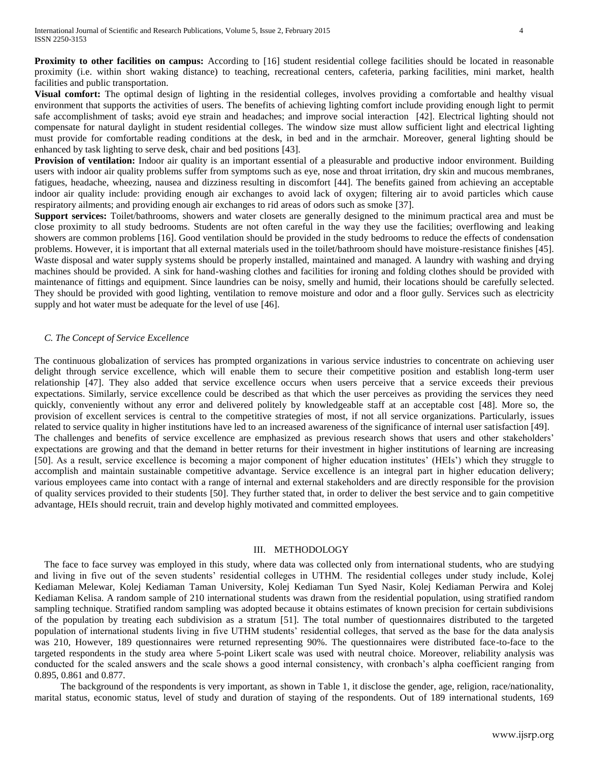**Proximity to other facilities on campus:** According to [16] student residential college facilities should be located in reasonable proximity (i.e. within short waking distance) to teaching, recreational centers, cafeteria, parking facilities, mini market, health facilities and public transportation.

**Visual comfort:** The optimal design of lighting in the residential colleges, involves providing a comfortable and healthy visual environment that supports the activities of users. The benefits of achieving lighting comfort include providing enough light to permit safe accomplishment of tasks; avoid eye strain and headaches; and improve social interaction [42]. Electrical lighting should not compensate for natural daylight in student residential colleges. The window size must allow sufficient light and electrical lighting must provide for comfortable reading conditions at the desk, in bed and in the armchair. Moreover, general lighting should be enhanced by task lighting to serve desk, chair and bed positions [43].

**Provision of ventilation:** Indoor air quality is an important essential of a pleasurable and productive indoor environment. Building users with indoor air quality problems suffer from symptoms such as eye, nose and throat irritation, dry skin and mucous membranes, fatigues, headache, wheezing, nausea and dizziness resulting in discomfort [44]. The benefits gained from achieving an acceptable indoor air quality include: providing enough air exchanges to avoid lack of oxygen; filtering air to avoid particles which cause respiratory ailments; and providing enough air exchanges to rid areas of odors such as smoke [37].

**Support services:** Toilet/bathrooms, showers and water closets are generally designed to the minimum practical area and must be close proximity to all study bedrooms. Students are not often careful in the way they use the facilities; overflowing and leaking showers are common problems [16]. Good ventilation should be provided in the study bedrooms to reduce the effects of condensation problems. However, it is important that all external materials used in the toilet/bathroom should have moisture-resistance finishes [45]. Waste disposal and water supply systems should be properly installed, maintained and managed. A laundry with washing and drying machines should be provided. A sink for hand-washing clothes and facilities for ironing and folding clothes should be provided with maintenance of fittings and equipment. Since laundries can be noisy, smelly and humid, their locations should be carefully selected. They should be provided with good lighting, ventilation to remove moisture and odor and a floor gully. Services such as electricity supply and hot water must be adequate for the level of use [46].

### *C. The Concept of Service Excellence*

The continuous globalization of services has prompted organizations in various service industries to concentrate on achieving user delight through service excellence, which will enable them to secure their competitive position and establish long-term user relationship [47]. They also added that service excellence occurs when users perceive that a service exceeds their previous expectations. Similarly, service excellence could be described as that which the user perceives as providing the services they need quickly, conveniently without any error and delivered politely by knowledgeable staff at an acceptable cost [48]. More so, the provision of excellent services is central to the competitive strategies of most, if not all service organizations. Particularly, issues related to service quality in higher institutions have led to an increased awareness of the significance of internal user satisfaction [49].

The challenges and benefits of service excellence are emphasized as previous research shows that users and other stakeholders' expectations are growing and that the demand in better returns for their investment in higher institutions of learning are increasing [50]. As a result, service excellence is becoming a major component of higher education institutes' (HEIs') which they struggle to accomplish and maintain sustainable competitive advantage. Service excellence is an integral part in higher education delivery; various employees came into contact with a range of internal and external stakeholders and are directly responsible for the provision of quality services provided to their students [50]. They further stated that, in order to deliver the best service and to gain competitive advantage, HEIs should recruit, train and develop highly motivated and committed employees.

## III. METHODOLOGY

The face to face survey was employed in this study, where data was collected only from international students, who are studying and living in five out of the seven students' residential colleges in UTHM. The residential colleges under study include, Kolej Kediaman Melewar, Kolej Kediaman Taman University, Kolej Kediaman Tun Syed Nasir, Kolej Kediaman Perwira and Kolej Kediaman Kelisa. A random sample of 210 international students was drawn from the residential population, using stratified random sampling technique. Stratified random sampling was adopted because it obtains estimates of known precision for certain subdivisions of the population by treating each subdivision as a stratum [51]. The total number of questionnaires distributed to the targeted population of international students living in five UTHM students' residential colleges, that served as the base for the data analysis was 210, However, 189 questionnaires were returned representing 90%. The questionnaires were distributed face-to-face to the targeted respondents in the study area where 5-point Likert scale was used with neutral choice. Moreover, reliability analysis was conducted for the scaled answers and the scale shows a good internal consistency, with cronbach's alpha coefficient ranging from 0.895, 0.861 and 0.877.

The background of the respondents is very important, as shown in Table 1, it disclose the gender, age, religion, race/nationality, marital status, economic status, level of study and duration of staying of the respondents. Out of 189 international students, 169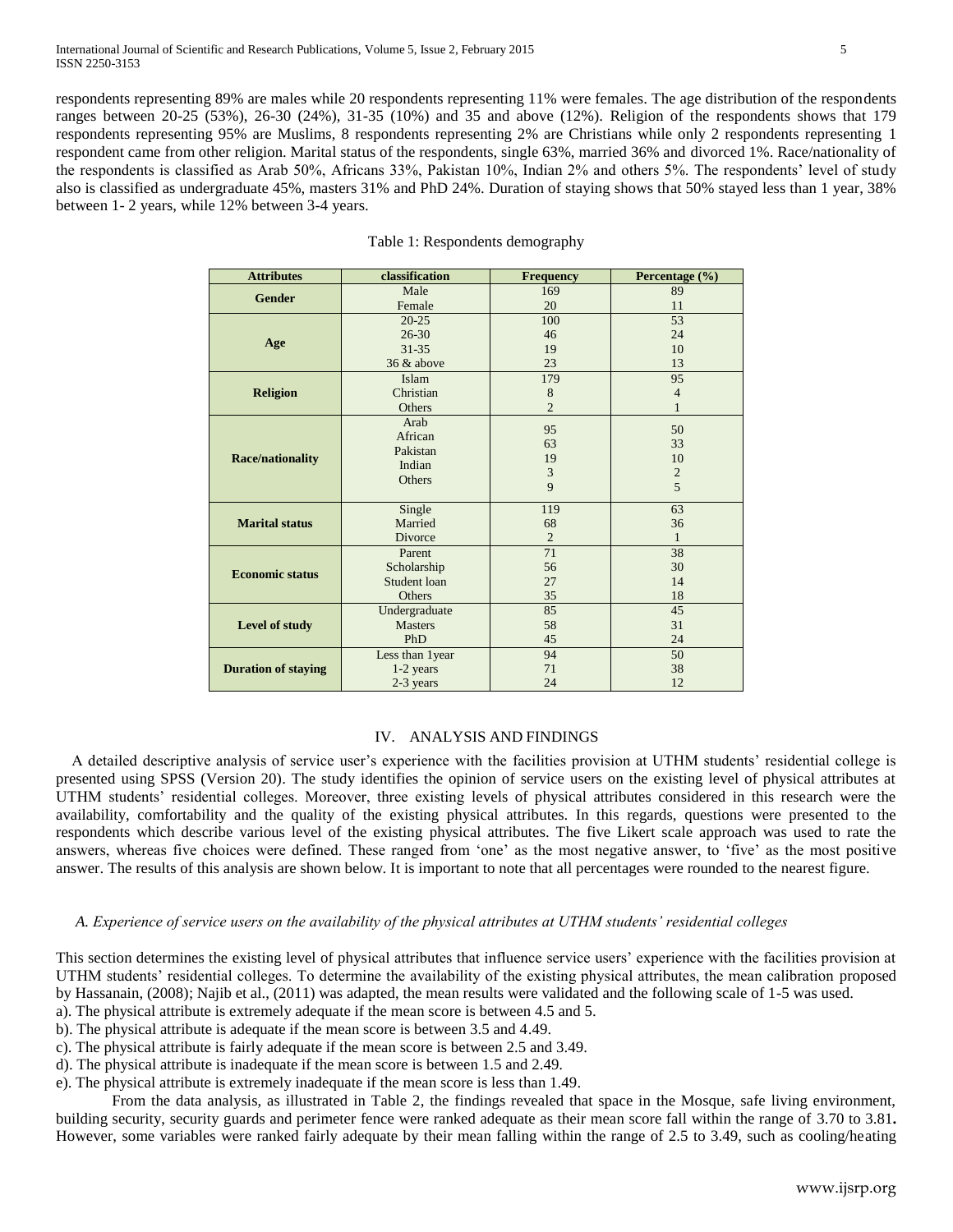respondents representing 89% are males while 20 respondents representing 11% were females. The age distribution of the respondents ranges between 20-25 (53%), 26-30 (24%), 31-35 (10%) and 35 and above (12%). Religion of the respondents shows that 179 respondents representing 95% are Muslims, 8 respondents representing 2% are Christians while only 2 respondents representing 1 respondent came from other religion. Marital status of the respondents, single 63%, married 36% and divorced 1%. Race/nationality of the respondents is classified as Arab 50%, Africans 33%, Pakistan 10%, Indian 2% and others 5%. The respondents' level of study also is classified as undergraduate 45%, masters 31% and PhD 24%. Duration of staying shows that 50% stayed less than 1 year, 38% between 1- 2 years, while 12% between 3-4 years.

Table 1: Respondents demography

| Attributes | classification | Frequency | Percentage (%) |
|---|---|---|---|
| Gender | Male | 169 | 89 |
| | Female | 20 | 11 |
| Age | 20-25 | 100 | 53 |
| | 26-30 | 46 | 24 |
| | 31-35 | 19 | 10 |
| | 36 & above | 23 | 13 |
| Religion | Islam | 179 | 95 |
| | Christian | 8 | 4 |
| | Others | 2 | 1 |
| Race/nationality | Arab | 95 | 50 |
| | African | 63 | 33 |
| | Pakistan | 19 | 10 |
| | Indian | 3 | 2 |
| | Others | 9 | 5 |
| Marital status | Single | 119 | 63 |
| | Married | 68 | 36 |
| | Divorce | 2 | 1 |
| Economic status | Parent | 71 | 38 |
| | Scholarship | 56 | 30 |
| | Student loan | 27 | 14 |
| | Others | 35 | 18 |
| Level of study | Undergraduate | 85 | 45 |
| | Masters | 58 | 31 |
| | PhD | 45 | 24 |
| Duration of staying | Less than 1year | 94 | 50 |
| | 1-2 years | 71 | 38 |
| | 2-3 years | 24 | 12 |

## IV. ANALYSIS AND FINDINGS

A detailed descriptive analysis of service user's experience with the facilities provision at UTHM students' residential college is presented using SPSS (Version 20). The study identifies the opinion of service users on the existing level of physical attributes at UTHM students' residential colleges. Moreover, three existing levels of physical attributes considered in this research were the availability, comfortability and the quality of the existing physical attributes. In this regards, questions were presented to the respondents which describe various level of the existing physical attributes. The five Likert scale approach was used to rate the answers, whereas five choices were defined. These ranged from 'one' as the most negative answer, to 'five' as the most positive answer. The results of this analysis are shown below. It is important to note that all percentages were rounded to the nearest figure.

### *A. Experience of service users on the availability of the physical attributes at UTHM students' residential colleges*

This section determines the existing level of physical attributes that influence service users' experience with the facilities provision at UTHM students' residential colleges. To determine the availability of the existing physical attributes, the mean calibration proposed by Hassanain, (2008); Najib et al., (2011) was adapted, the mean results were validated and the following scale of 1-5 was used.

a). The physical attribute is extremely adequate if the mean score is between 4.5 and 5.
b). The physical attribute is adequate if the mean score is between 3.5 and 4.49.
c). The physical attribute is fairly adequate if the mean score is between 2.5 and 3.49.
d). The physical attribute is inadequate if the mean score is between 1.5 and 2.49.
e). The physical attribute is extremely inadequate if the mean score is less than 1.49.

From the data analysis, as illustrated in Table 2, the findings revealed that space in the Mosque, safe living environment, building security, security guards and perimeter fence were ranked adequate as their mean score fall within the range of 3.70 to 3.81**.** However, some variables were ranked fairly adequate by their mean falling within the range of 2.5 to 3.49, such as cooling/heating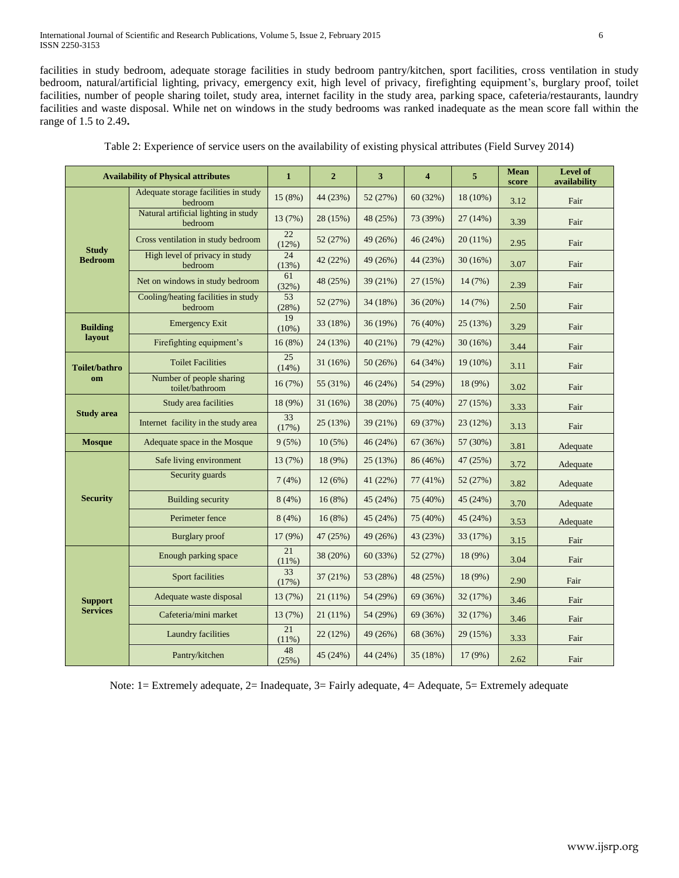facilities in study bedroom, adequate storage facilities in study bedroom pantry/kitchen, sport facilities, cross ventilation in study bedroom, natural/artificial lighting, privacy, emergency exit, high level of privacy, firefighting equipment's, burglary proof, toilet facilities, number of people sharing toilet, study area, internet facility in the study area, parking space, cafeteria/restaurants, laundry facilities and waste disposal. While net on windows in the study bedrooms was ranked inadequate as the mean score fall within the range of 1.5 to 2.49**.**

Table 2: Experience of service users on the availability of existing physical attributes (Field Survey 2014)

| Availability of Physical attributes | | 1 | 2 | 3 | 4 | 5 | Mean score | Level of availability |
|---|---|---|---|---|---|---|---|---|
| **Study Bedroom** | Adequate storage facilities in study bedroom | 15 (8%) | 44 (23%) | 52 (27%) | 60 (32%) | 18 (10%) | 3.12 | Fair |
| | Natural artificial lighting in study bedroom | 13 (7%) | 28 (15%) | 48 (25%) | 73 (39%) | 27 (14%) | 3.39 | Fair |
| | Cross ventilation in study bedroom | 22 (12%) | 52 (27%) | 49 (26%) | 46 (24%) | 20 (11%) | 2.95 | Fair |
| | High level of privacy in study bedroom | 24 (13%) | 42 (22%) | 49 (26%) | 44 (23%) | 30 (16%) | 3.07 | Fair |
| | Net on windows in study bedroom | 61 (32%) | 48 (25%) | 39 (21%) | 27 (15%) | 14 (7%) | 2.39 | Fair |
| | Cooling/heating facilities in study bedroom | 53 (28%) | 52 (27%) | 34 (18%) | 36 (20%) | 14 (7%) | 2.50 | Fair |
| **Building layout** | Emergency Exit | 19 (10%) | 33 (18%) | 36 (19%) | 76 (40%) | 25 (13%) | 3.29 | Fair |
| | Firefighting equipment's | 16 (8%) | 24 (13%) | 40 (21%) | 79 (42%) | 30 (16%) | 3.44 | Fair |
| **Toilet/bathroom** | Toilet Facilities | 25 (14%) | 31 (16%) | 50 (26%) | 64 (34%) | 19 (10%) | 3.11 | Fair |
| | Number of people sharing toilet/bathroom | 16 (7%) | 55 (31%) | 46 (24%) | 54 (29%) | 18 (9%) | 3.02 | Fair |
| **Study area** | Study area facilities | 18 (9%) | 31 (16%) | 38 (20%) | 75 (40%) | 27 (15%) | 3.33 | Fair |
| | Internet facility in the study area | 33 (17%) | 25 (13%) | 39 (21%) | 69 (37%) | 23 (12%) | 3.13 | Fair |
| **Mosque** | Adequate space in the Mosque | 9 (5%) | 10 (5%) | 46 (24%) | 67 (36%) | 57 (30%) | 3.81 | Adequate |
| **Security** | Safe living environment | 13 (7%) | 18 (9%) | 25 (13%) | 86 (46%) | 47 (25%) | 3.72 | Adequate |
| | Security guards | 7 (4%) | 12 (6%) | 41 (22%) | 77 (41%) | 52 (27%) | 3.82 | Adequate |
| | Building security | 8 (4%) | 16 (8%) | 45 (24%) | 75 (40%) | 45 (24%) | 3.70 | Adequate |
| | Perimeter fence | 8 (4%) | 16 (8%) | 45 (24%) | 75 (40%) | 45 (24%) | 3.53 | Adequate |
| | Burglary proof | 17 (9%) | 47 (25%) | 49 (26%) | 43 (23%) | 33 (17%) | 3.15 | Fair |
| **Support Services** | Enough parking space | 21 (11%) | 38 (20%) | 60 (33%) | 52 (27%) | 18 (9%) | 3.04 | Fair |
| | Sport facilities | 33 (17%) | 37 (21%) | 53 (28%) | 48 (25%) | 18 (9%) | 2.90 | Fair |
| | Adequate waste disposal | 13 (7%) | 21 (11%) | 54 (29%) | 69 (36%) | 32 (17%) | 3.46 | Fair |
| | Cafeteria/mini market | 13 (7%) | 21 (11%) | 54 (29%) | 69 (36%) | 32 (17%) | 3.46 | Fair |
| | Laundry facilities | 21 (11%) | 22 (12%) | 49 (26%) | 68 (36%) | 29 (15%) | 3.33 | Fair |
| | Pantry/kitchen | 48 (25%) | 45 (24%) | 44 (24%) | 35 (18%) | 17 (9%) | 2.62 | Fair |

Note: 1= Extremely adequate, 2= Inadequate, 3= Fairly adequate, 4= Adequate, 5= Extremely adequate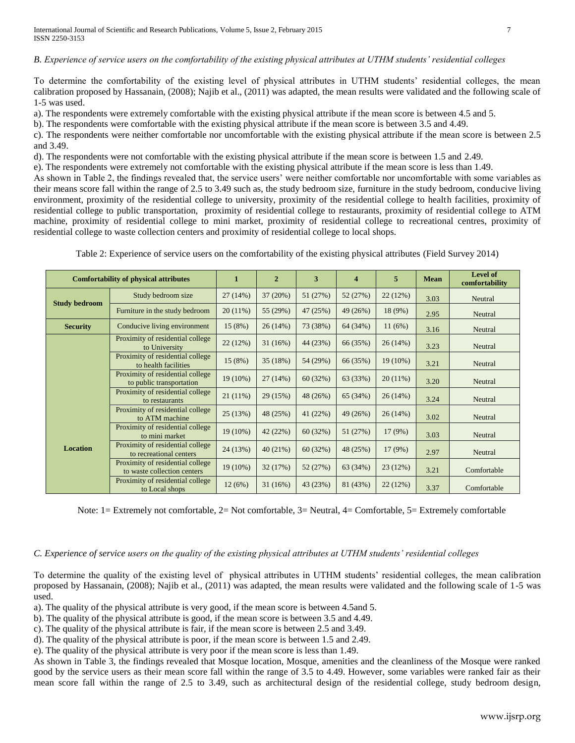*B. Experience of service users on the comfortability of the existing physical attributes at UTHM students' residential colleges*

To determine the comfortability of the existing level of physical attributes in UTHM students' residential colleges, the mean calibration proposed by Hassanain, (2008); Najib et al., (2011) was adapted, the mean results were validated and the following scale of 1-5 was used.

a). The respondents were extremely comfortable with the existing physical attribute if the mean score is between 4.5 and 5.

b). The respondents were comfortable with the existing physical attribute if the mean score is between 3.5 and 4.49.

c). The respondents were neither comfortable nor uncomfortable with the existing physical attribute if the mean score is between 2.5 and 3.49.

d). The respondents were not comfortable with the existing physical attribute if the mean score is between 1.5 and 2.49.

e). The respondents were extremely not comfortable with the existing physical attribute if the mean score is less than 1.49.

As shown in Table 2, the findings revealed that, the service users' were neither comfortable nor uncomfortable with some variables as their means score fall within the range of 2.5 to 3.49 such as, the study bedroom size, furniture in the study bedroom, conducive living environment, proximity of the residential college to university, proximity of the residential college to health facilities, proximity of residential college to public transportation, proximity of residential college to restaurants, proximity of residential college to ATM machine, proximity of residential college to mini market, proximity of residential college to recreational centres, proximity of residential college to waste collection centers and proximity of residential college to local shops.

Table 2: Experience of service users on the comfortability of the existing physical attributes (Field Survey 2014)

| Comfortability of physical attributes | | 1 | 2 | 3 | 4 | 5 | Mean | Level of comfortability |
|---|---|---|---|---|---|---|---|---|
| **Study bedroom** | Study bedroom size | 27 (14%) | 37 (20%) | 51 (27%) | 52 (27%) | 22 (12%) | 3.03 | Neutral |
| | Furniture in the study bedroom | 20 (11%) | 55 (29%) | 47 (25%) | 49 (26%) | 18 (9%) | 2.95 | Neutral |
| **Security** | Conducive living environment | 15 (8%) | 26 (14%) | 73 (38%) | 64 (34%) | 11 (6%) | 3.16 | Neutral |
| **Location** | Proximity of residential college to University | 22 (12%) | 31 (16%) | 44 (23%) | 66 (35%) | 26 (14%) | 3.23 | Neutral |
| | Proximity of residential college to health facilities | 15 (8%) | 35 (18%) | 54 (29%) | 66 (35%) | 19 (10%) | 3.21 | Neutral |
| | Proximity of residential college to public transportation | 19 (10%) | 27 (14%) | 60 (32%) | 63 (33%) | 20 (11%) | 3.20 | Neutral |
| | Proximity of residential college to restaurants | 21 (11%) | 29 (15%) | 48 (26%) | 65 (34%) | 26 (14%) | 3.24 | Neutral |
| | Proximity of residential college to ATM machine | 25 (13%) | 48 (25%) | 41 (22%) | 49 (26%) | 26 (14%) | 3.02 | Neutral |
| | Proximity of residential college to mini market | 19 (10%) | 42 (22%) | 60 (32%) | 51 (27%) | 17 (9%) | 3.03 | Neutral |
| | Proximity of residential college to recreational centers | 24 (13%) | 40 (21%) | 60 (32%) | 48 (25%) | 17 (9%) | 2.97 | Neutral |
| | Proximity of residential college to waste collection centers | 19 (10%) | 32 (17%) | 52 (27%) | 63 (34%) | 23 (12%) | 3.21 | Comfortable |
| | Proximity of residential college to Local shops | 12 (6%) | 31 (16%) | 43 (23%) | 81 (43%) | 22 (12%) | 3.37 | Comfortable |

Note: 1= Extremely not comfortable, 2= Not comfortable, 3= Neutral, 4= Comfortable, 5= Extremely comfortable

*C. Experience of service users on the quality of the existing physical attributes at UTHM students' residential colleges*

To determine the quality of the existing level of physical attributes in UTHM students' residential colleges, the mean calibration proposed by Hassanain, (2008); Najib et al., (2011) was adapted, the mean results were validated and the following scale of 1-5 was used.

a). The quality of the physical attribute is very good, if the mean score is between 4.5and 5.

b). The quality of the physical attribute is good, if the mean score is between 3.5 and 4.49.

c). The quality of the physical attribute is fair, if the mean score is between 2.5 and 3.49.

d). The quality of the physical attribute is poor, if the mean score is between 1.5 and 2.49.

e). The quality of the physical attribute is very poor if the mean score is less than 1.49.

As shown in Table 3, the findings revealed that Mosque location, Mosque, amenities and the cleanliness of the Mosque were ranked good by the service users as their mean score fall within the range of 3.5 to 4.49. However, some variables were ranked fair as their mean score fall within the range of 2.5 to 3.49, such as architectural design of the residential college, study bedroom design,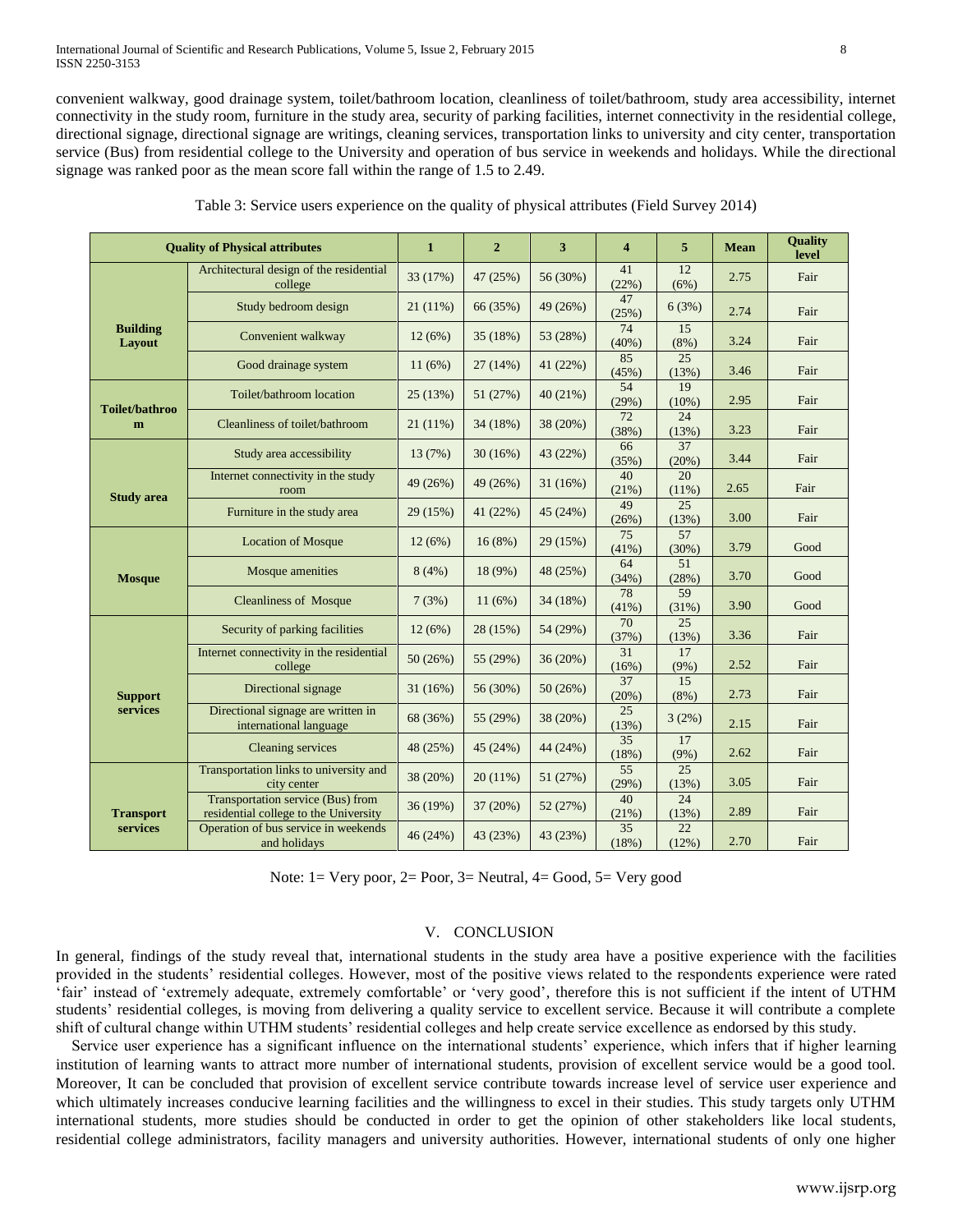convenient walkway, good drainage system, toilet/bathroom location, cleanliness of toilet/bathroom, study area accessibility, internet connectivity in the study room, furniture in the study area, security of parking facilities, internet connectivity in the residential college, directional signage, directional signage are writings, cleaning services, transportation links to university and city center, transportation service (Bus) from residential college to the University and operation of bus service in weekends and holidays. While the directional signage was ranked poor as the mean score fall within the range of 1.5 to 2.49.

Table 3: Service users experience on the quality of physical attributes (Field Survey 2014)

| Quality of Physical attributes | | 1 | 2 | 3 | 4 | 5 | Mean | Quality level |
|---|---|---|---|---|---|---|---|---|
| **Building Layout** | Architectural design of the residential college | 33 (17%) | 47 (25%) | 56 (30%) | 41 (22%) | 12 (6%) | 2.75 | Fair |
| | Study bedroom design | 21 (11%) | 66 (35%) | 49 (26%) | 47 (25%) | 6 (3%) | 2.74 | Fair |
| | Convenient walkway | 12 (6%) | 35 (18%) | 53 (28%) | 74 (40%) | 15 (8%) | 3.24 | Fair |
| | Good drainage system | 11 (6%) | 27 (14%) | 41 (22%) | 85 (45%) | 25 (13%) | 3.46 | Fair |
| **Toilet/bathroom** | Toilet/bathroom location | 25 (13%) | 51 (27%) | 40 (21%) | 54 (29%) | 19 (10%) | 2.95 | Fair |
| | Cleanliness of toilet/bathroom | 21 (11%) | 34 (18%) | 38 (20%) | 72 (38%) | 24 (13%) | 3.23 | Fair |
| **Study area** | Study area accessibility | 13 (7%) | 30 (16%) | 43 (22%) | 66 (35%) | 37 (20%) | 3.44 | Fair |
| | Internet connectivity in the study room | 49 (26%) | 49 (26%) | 31 (16%) | 40 (21%) | 20 (11%) | 2.65 | Fair |
| | Furniture in the study area | 29 (15%) | 41 (22%) | 45 (24%) | 49 (26%) | 25 (13%) | 3.00 | Fair |
| **Mosque** | Location of Mosque | 12 (6%) | 16 (8%) | 29 (15%) | 75 (41%) | 57 (30%) | 3.79 | Good |
| | Mosque amenities | 8 (4%) | 18 (9%) | 48 (25%) | 64 (34%) | 51 (28%) | 3.70 | Good |
| | Cleanliness of Mosque | 7 (3%) | 11 (6%) | 34 (18%) | 78 (41%) | 59 (31%) | 3.90 | Good |
| **Support services** | Security of parking facilities | 12 (6%) | 28 (15%) | 54 (29%) | 70 (37%) | 25 (13%) | 3.36 | Fair |
| | Internet connectivity in the residential college | 50 (26%) | 55 (29%) | 36 (20%) | 31 (16%) | 17 (9%) | 2.52 | Fair |
| | Directional signage | 31 (16%) | 56 (30%) | 50 (26%) | 37 (20%) | 15 (8%) | 2.73 | Fair |
| | Directional signage are written in international language | 68 (36%) | 55 (29%) | 38 (20%) | 25 (13%) | 3 (2%) | 2.15 | Fair |
| | Cleaning services | 48 (25%) | 45 (24%) | 44 (24%) | 35 (18%) | 17 (9%) | 2.62 | Fair |
| **Transport services** | Transportation links to university and city center | 38 (20%) | 20 (11%) | 51 (27%) | 55 (29%) | 25 (13%) | 3.05 | Fair |
| | Transportation service (Bus) from residential college to the University | 36 (19%) | 37 (20%) | 52 (27%) | 40 (21%) | 24 (13%) | 2.89 | Fair |
| | Operation of bus service in weekends and holidays | 46 (24%) | 43 (23%) | 43 (23%) | 35 (18%) | 22 (12%) | 2.70 | Fair |

Note: 1= Very poor, 2= Poor, 3= Neutral, 4= Good, 5= Very good

## V. CONCLUSION

In general, findings of the study reveal that, international students in the study area have a positive experience with the facilities provided in the students' residential colleges. However, most of the positive views related to the respondents experience were rated 'fair' instead of 'extremely adequate, extremely comfortable' or 'very good', therefore this is not sufficient if the intent of UTHM students' residential colleges, is moving from delivering a quality service to excellent service. Because it will contribute a complete shift of cultural change within UTHM students' residential colleges and help create service excellence as endorsed by this study.

Service user experience has a significant influence on the international students' experience, which infers that if higher learning institution of learning wants to attract more number of international students, provision of excellent service would be a good tool. Moreover, It can be concluded that provision of excellent service contribute towards increase level of service user experience and which ultimately increases conducive learning facilities and the willingness to excel in their studies. This study targets only UTHM international students, more studies should be conducted in order to get the opinion of other stakeholders like local students, residential college administrators, facility managers and university authorities. However, international students of only one higher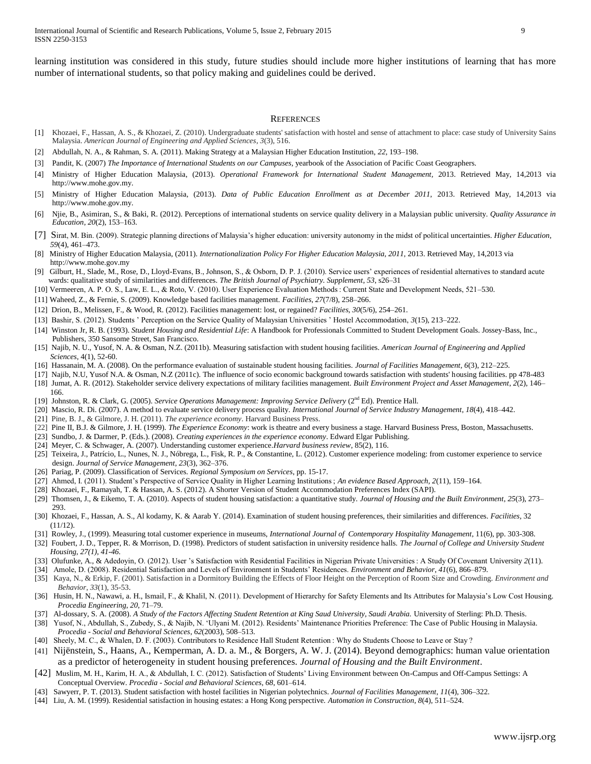learning institution was considered in this study, future studies should include more higher institutions of learning that has more number of international students, so that policy making and guidelines could be derived.

## References

[1] Khozaei, F., Hassan, A. S., & Khozaei, Z. (2010). Undergraduate students' satisfaction with hostel and sense of attachment to place: case study of University Sains Malaysia. *American Journal of Engineering and Applied Sciences*, *3*(3), 516.

[2] Abdullah, N. A., & Rahman, S. A. (2011). Making Strategy at a Malaysian Higher Education Institution, *22*, 193–198.

[3] Pandit, K. (2007) *The Importance of International Students on our Campuses,* yearbook of the Association of Pacific Coast Geographers.

[4] Ministry of Higher Education Malaysia, (2013). *Operational Framework for International Student Management,* 2013. Retrieved May, 14,2013 via http://www.mohe.gov.my.

[5] Ministry of Higher Education Malaysia, (2013). *Data of Public Education Enrollment as at December 2011,* 2013. Retrieved May, 14,2013 via http://www.mohe.gov.my.

[6] Njie, B., Asimiran, S., & Baki, R. (2012). Perceptions of international students on service quality delivery in a Malaysian public university. *Quality Assurance in Education*, *20*(2), 153–163.

[7] Sirat, M. Bin. (2009). Strategic planning directions of Malaysia's higher education: university autonomy in the midst of political uncertainties. *Higher Education*, *59*(4), 461–473.

[8] Ministry of Higher Education Malaysia, (2011). *Internationalization Policy For Higher Education Malaysia, 2011,* 2013. Retrieved May, 14,2013 via http://www.mohe.gov.my

[9] Gilburt, H., Slade, M., Rose, D., Lloyd-Evans, B., Johnson, S., & Osborn, D. P. J. (2010). Service users' experiences of residential alternatives to standard acute wards: qualitative study of similarities and differences. *The British Journal of Psychiatry. Supplement*, *53*, s26–31

[10] Vermeeren, A. P. O. S., Law, E. L., & Roto, V. (2010). User Experience Evaluation Methods : Current State and Development Needs, 521–530.

[11] Waheed, Z., & Fernie, S. (2009). Knowledge based facilities management. *Facilities*, *27*(7/8), 258–266.

[12] Drion, B., Melissen, F., & Wood, R. (2012). Facilities management: lost, or regained? *Facilities*, *30*(5/6), 254–261.

[13] Bashir, S. (2012). Students ' Perception on the Service Quality of Malaysian Universities ' Hostel Accommodation, *3*(15), 213–222.

[14] Winston Jr, R. B. (1993). *Student Housing and Residential Life*: A Handbook for Professionals Committed to Student Development Goals. Jossey-Bass, Inc., Publishers, 350 Sansome Street, San Francisco.

[15] Najib, N. U., Yusof, N. A. & Osman, N.Z. (2011b). Measuring satisfaction with student housing facilities. *American Journal of Engineering and Applied Sciences,* 4(1), 52-60.

[16] Hassanain, M. A. (2008). On the performance evaluation of sustainable student housing facilities. *Journal of Facilities Management*, *6*(3), 212–225.

[17] Najib, N.U, Yusof N.A. & Osman, N.Z (2011c). The influence of socio economic background towards satisfaction with students' housing facilities. pp 478-483

[18] Jumat, A. R. (2012). Stakeholder service delivery expectations of military facilities management. *Built Environment Project and Asset Management*, *2*(2), 146–166.

[19] Johnston, R. & Clark, G. (2005). *Service Operations Management: Improving Service Delivery* (2nd Ed). Prentice Hall.

[20] Mascio, R. Di. (2007). A method to evaluate service delivery process quality. *International Journal of Service Industry Management*, *18*(4), 418–442.

[21] Pine, B. J., & Gilmore, J. H. (2011). *The experience economy*. Harvard Business Press.

[22] Pine II, B.J. & Gilmore, J. H. (1999). *The Experience Economy*: work is theatre and every business a stage. Harvard Business Press, Boston, Massachusetts.

[23] Sundbo, J. & Darmer, P. (Eds.). (2008). *Creating experiences in the experience economy*. Edward Elgar Publishing.

[24] Meyer, C. & Schwager, A. (2007). Understanding customer experience.*Harvard business review*, 85(2), 116.

[25] Teixeira, J., Patrício, L., Nunes, N. J., Nóbrega, L., Fisk, R. P., & Constantine, L. (2012). Customer experience modeling: from customer experience to service design. *Journal of Service Management*, *23*(3), 362–376.

[26] Pariag, P. (2009). Classification of Services. *Regional Symposium on Services,* pp. 15-17.

[27] Ahmed, I. (2011). Student's Perspective of Service Quality in Higher Learning Institutions ; *An evidence Based Approach*, *2*(11), 159–164.

[28] Khozaei, F., Ramayah, T. & Hassan, A. S. (2012). A Shorter Version of Student Accommodation Preferences Index (SAPI).

[29] Thomsen, J., & Eikemo, T. A. (2010). Aspects of student housing satisfaction: a quantitative study. *Journal of Housing and the Built Environment*, *25*(3), 273–293.

[30] Khozaei, F., Hassan, A. S., Al kodamy, K. & Aarab Y. (2014). Examination of student housing preferences, their similarities and differences. *Facilities*, 32 (11/12).

[31] Rowley, J., (1999). Measuring total customer experience in museums, *International Journal of Contemporary Hospitality Management*, 11(6), pp. 303-308.

[32] Foubert, J. D., Tepper, R. & Morrison, D. (1998). Predictors of student satisfaction in university residence halls. *The Journal of College and University Student Housing, 27(1), 41-46.*

[33] Olufunke, A., & Adedoyin, O. (2012). User 's Satisfaction with Residential Facilities in Nigerian Private Universities : A Study Of Covenant University *2*(11).

[34] Amole, D. (2008). Residential Satisfaction and Levels of Environment in Students' Residences. *Environment and Behavior*, *41*(6), 866–879.

[35] Kaya, N., & Erkip, F. (2001). Satisfaction in a Dormitory Building the Effects of Floor Height on the Perception of Room Size and Crowding. *Environment and Behavior*, *33*(1), 35-53.

[36] Husin, H. N., Nawawi, a. H., Ismail, F., & Khalil, N. (2011). Development of Hierarchy for Safety Elements and Its Attributes for Malaysia's Low Cost Housing. *Procedia Engineering*, *20*, 71–79.

[37] Al-dossary, S. A. (2008). *A Study of the Factors Affecting Student Retention at King Saud University, Saudi Arabia.* University of Sterling: Ph.D. Thesis.

[38] Yusof, N., Abdullah, S., Zubedy, S., & Najib, N. 'Ulyani M. (2012). Residents' Maintenance Priorities Preference: The Case of Public Housing in Malaysia. *Procedia - Social and Behavioral Sciences*, *62*(2003), 508–513.

[40] Sheely, M. C., & Whalen, D. F. (2003). Contributors to Residence Hall Student Retention : Why do Students Choose to Leave or Stay ?

[41] Nijënstein, S., Haans, A., Kemperman, A. D. a. M., & Borgers, A. W. J. (2014). Beyond demographics: human value orientation as a predictor of heterogeneity in student housing preferences. *Journal of Housing and the Built Environment*.

[42] Muslim, M. H., Karim, H. A., & Abdullah, I. C. (2012). Satisfaction of Students' Living Environment between On-Campus and Off-Campus Settings: A Conceptual Overview. *Procedia - Social and Behavioral Sciences*, *68*, 601–614.

[43] Sawyerr, P. T. (2013). Student satisfaction with hostel facilities in Nigerian polytechnics. *Journal of Facilities Management*, *11*(4), 306–322.

[44] Liu, A. M. (1999). Residential satisfaction in housing estates: a Hong Kong perspective. *Automation in Construction*, *8*(4), 511–524.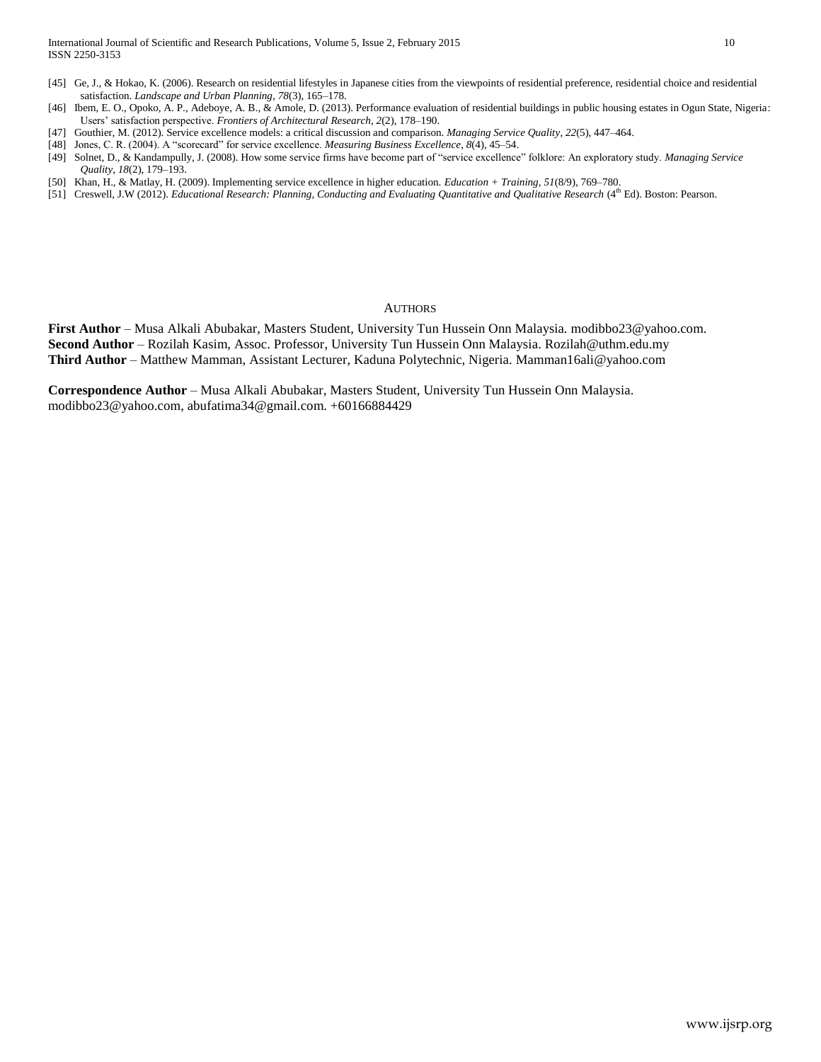[45] Ge, J., & Hokao, K. (2006). Research on residential lifestyles in Japanese cities from the viewpoints of residential preference, residential choice and residential satisfaction. *Landscape and Urban Planning*, *78*(3), 165–178.

[46] Ibem, E. O., Opoko, A. P., Adeboye, A. B., & Amole, D. (2013). Performance evaluation of residential buildings in public housing estates in Ogun State, Nigeria: Users' satisfaction perspective. *Frontiers of Architectural Research*, *2*(2), 178–190.

[47] Gouthier, M. (2012). Service excellence models: a critical discussion and comparison. *Managing Service Quality*, *22*(5), 447–464.

[48] Jones, C. R. (2004). A "scorecard" for service excellence. *Measuring Business Excellence*, *8*(4), 45–54.

[49] Solnet, D., & Kandampully, J. (2008). How some service firms have become part of "service excellence" folklore: An exploratory study. *Managing Service Quality*, *18*(2), 179–193.

[50] Khan, H., & Matlay, H. (2009). Implementing service excellence in higher education. *Education + Training*, *51*(8/9), 769–780.

[51] Creswell, J.W (2012). *Educational Research: Planning, Conducting and Evaluating Quantitative and Qualitative Research* (4th Ed). Boston: Pearson.

## AUTHORS

**First Author** – Musa Alkali Abubakar, Masters Student, University Tun Hussein Onn Malaysia. modibbo23@yahoo.com.

**Second Author** – Rozilah Kasim, Assoc. Professor, University Tun Hussein Onn Malaysia. Rozilah@uthm.edu.my

**Third Author** – Matthew Mamman, Assistant Lecturer, Kaduna Polytechnic, Nigeria. Mamman16ali@yahoo.com

**Correspondence Author** – Musa Alkali Abubakar, Masters Student, University Tun Hussein Onn Malaysia. modibbo23@yahoo.com, abufatima34@gmail.com. +60166884429